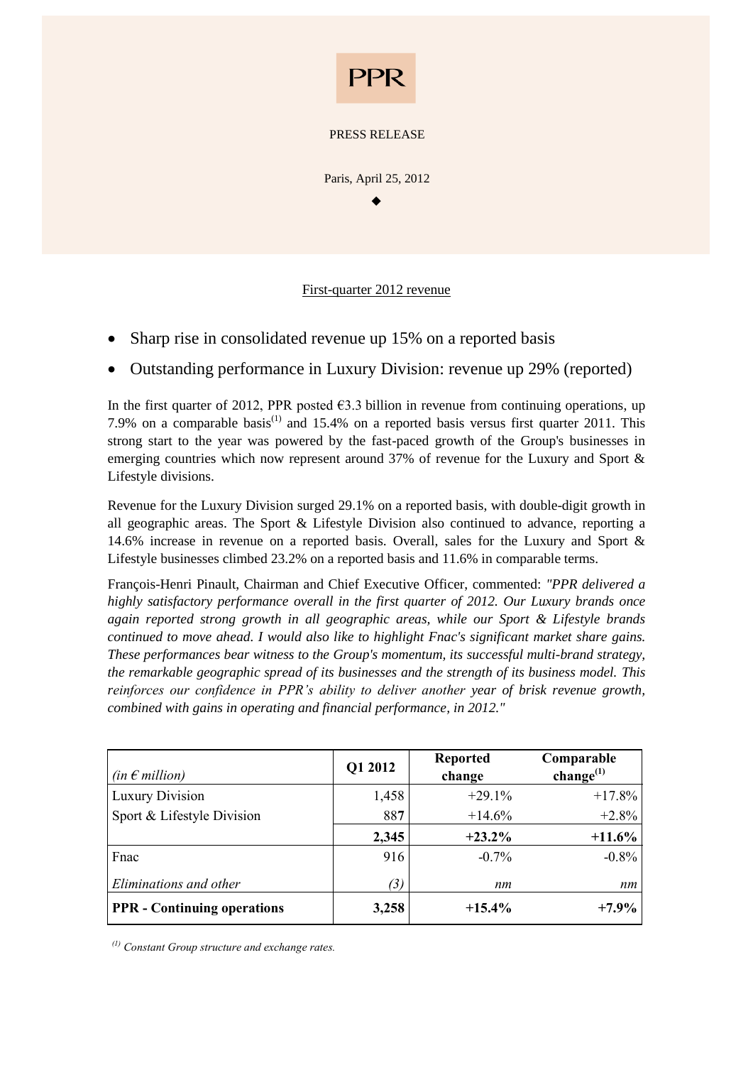PPR

PRESS RELEASE

Paris, April 25, 2012

◆

# First-quarter 2012 revenue

- Sharp rise in consolidated revenue up 15% on a reported basis
- Outstanding performance in Luxury Division: revenue up 29% (reported)

In the first quarter of 2012, PPR posted €3.3 billion in revenue from continuing operations, up 7.9% on a comparable basis[(1)] and 15.4% on a reported basis versus first quarter 2011. This strong start to the year was powered by the fast-paced growth of the Group's businesses in emerging countries which now represent around 37% of revenue for the Luxury and Sport & Lifestyle divisions.

Revenue for the Luxury Division surged 29.1% on a reported basis, with double-digit growth in all geographic areas. The Sport & Lifestyle Division also continued to advance, reporting a 14.6% increase in revenue on a reported basis. Overall, sales for the Luxury and Sport & Lifestyle businesses climbed 23.2% on a reported basis and 11.6% in comparable terms.

François-Henri Pinault, Chairman and Chief Executive Officer, commented: *"PPR delivered a highly satisfactory performance overall in the first quarter of 2012. Our Luxury brands once again reported strong growth in all geographic areas, while our Sport & Lifestyle brands continued to move ahead. I would also like to highlight Fnac's significant market share gains. These performances bear witness to the Group's momentum, its successful multi-brand strategy, the remarkable geographic spread of its businesses and the strength of its business model. This reinforces our confidence in PPR's ability to deliver another year of brisk revenue growth, combined with gains in operating and financial performance, in 2012."*

| *(in € million)* | **Q1 2012** | **Reported change** | **Comparable change[(1)]** |
|---|---|---|---|
| Luxury Division | 1,458 | +29.1% | +17.8% |
| Sport & Lifestyle Division | 887 | +14.6% | +2.8% |
| | **2,345** | **+23.2%** | **+11.6%** |
| Fnac | 916 | -0.7% | -0.8% |
| *Eliminations and other* | *(3)* | *nm* | *nm* |
| **PPR - Continuing operations** | **3,258** | **+15.4%** | **+7.9%** |

*[(1)] Constant Group structure and exchange rates.*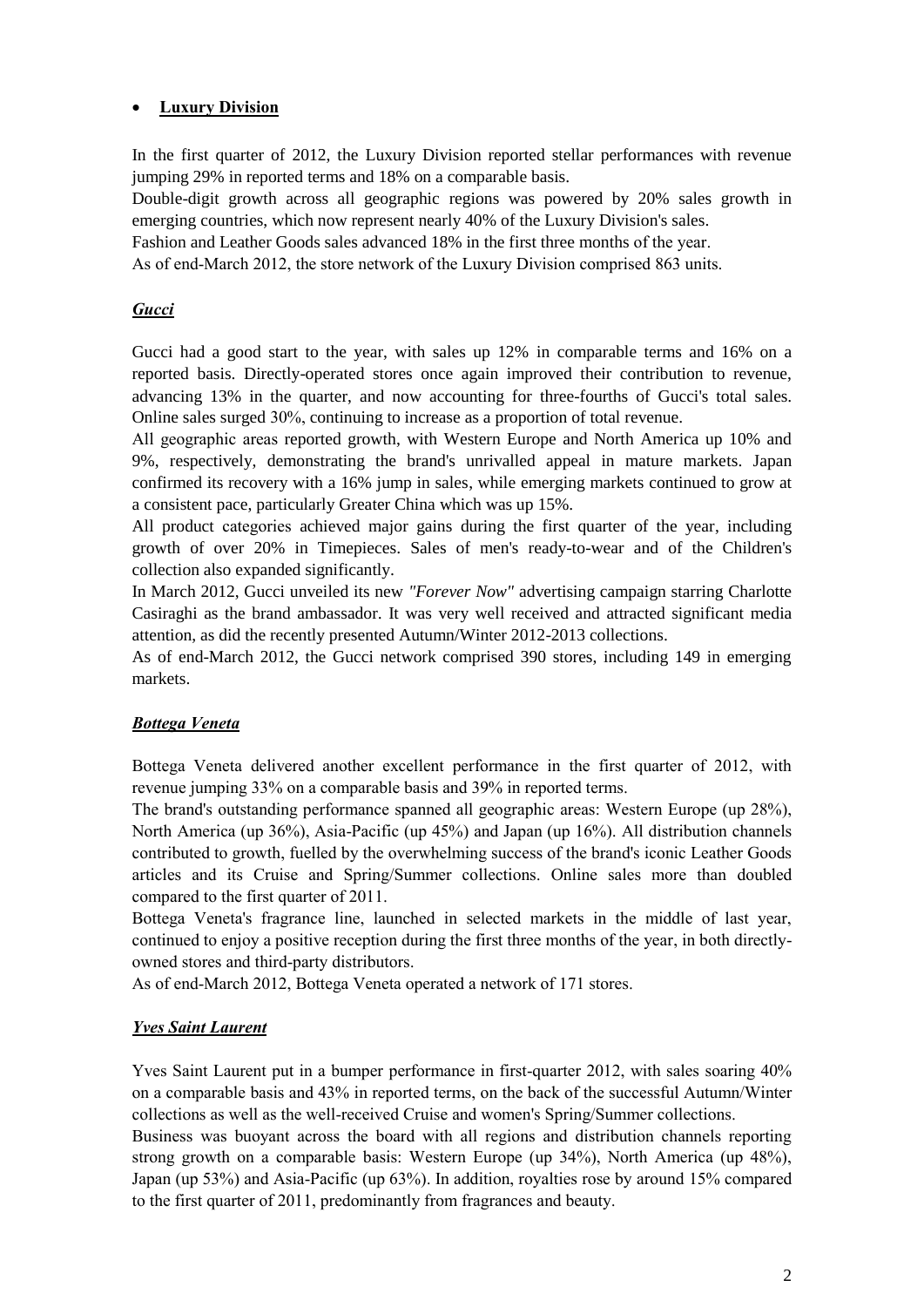- **Luxury Division**

In the first quarter of 2012, the Luxury Division reported stellar performances with revenue jumping 29% in reported terms and 18% on a comparable basis.

Double-digit growth across all geographic regions was powered by 20% sales growth in emerging countries, which now represent nearly 40% of the Luxury Division's sales.

Fashion and Leather Goods sales advanced 18% in the first three months of the year.

As of end-March 2012, the store network of the Luxury Division comprised 863 units.

***Gucci***

Gucci had a good start to the year, with sales up 12% in comparable terms and 16% on a reported basis. Directly-operated stores once again improved their contribution to revenue, advancing 13% in the quarter, and now accounting for three-fourths of Gucci's total sales. Online sales surged 30%, continuing to increase as a proportion of total revenue.

All geographic areas reported growth, with Western Europe and North America up 10% and 9%, respectively, demonstrating the brand's unrivalled appeal in mature markets. Japan confirmed its recovery with a 16% jump in sales, while emerging markets continued to grow at a consistent pace, particularly Greater China which was up 15%.

All product categories achieved major gains during the first quarter of the year, including growth of over 20% in Timepieces. Sales of men's ready-to-wear and of the Children's collection also expanded significantly.

In March 2012, Gucci unveiled its new *"Forever Now"* advertising campaign starring Charlotte Casiraghi as the brand ambassador. It was very well received and attracted significant media attention, as did the recently presented Autumn/Winter 2012-2013 collections.

As of end-March 2012, the Gucci network comprised 390 stores, including 149 in emerging markets.

***Bottega Veneta***

Bottega Veneta delivered another excellent performance in the first quarter of 2012, with revenue jumping 33% on a comparable basis and 39% in reported terms.

The brand's outstanding performance spanned all geographic areas: Western Europe (up 28%), North America (up 36%), Asia-Pacific (up 45%) and Japan (up 16%). All distribution channels contributed to growth, fuelled by the overwhelming success of the brand's iconic Leather Goods articles and its Cruise and Spring/Summer collections. Online sales more than doubled compared to the first quarter of 2011.

Bottega Veneta's fragrance line, launched in selected markets in the middle of last year, continued to enjoy a positive reception during the first three months of the year, in both directly-owned stores and third-party distributors.

As of end-March 2012, Bottega Veneta operated a network of 171 stores.

***Yves Saint Laurent***

Yves Saint Laurent put in a bumper performance in first-quarter 2012, with sales soaring 40% on a comparable basis and 43% in reported terms, on the back of the successful Autumn/Winter collections as well as the well-received Cruise and women's Spring/Summer collections.

Business was buoyant across the board with all regions and distribution channels reporting strong growth on a comparable basis: Western Europe (up 34%), North America (up 48%), Japan (up 53%) and Asia-Pacific (up 63%). In addition, royalties rose by around 15% compared to the first quarter of 2011, predominantly from fragrances and beauty.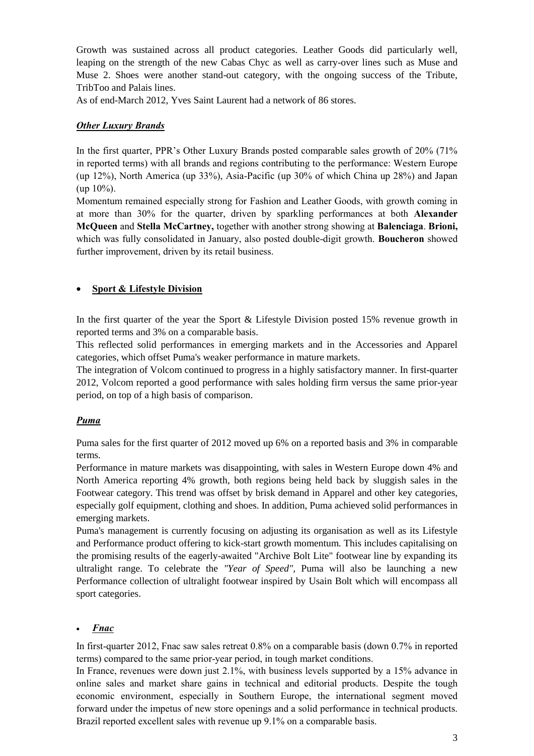Growth was sustained across all product categories. Leather Goods did particularly well, leaping on the strength of the new Cabas Chyc as well as carry-over lines such as Muse and Muse 2. Shoes were another stand-out category, with the ongoing success of the Tribute, TribToo and Palais lines.

As of end-March 2012, Yves Saint Laurent had a network of 86 stores.

***Other Luxury Brands***

In the first quarter, PPR's Other Luxury Brands posted comparable sales growth of 20% (71% in reported terms) with all brands and regions contributing to the performance: Western Europe (up 12%), North America (up 33%), Asia-Pacific (up 30% of which China up 28%) and Japan (up 10%).

Momentum remained especially strong for Fashion and Leather Goods, with growth coming in at more than 30% for the quarter, driven by sparkling performances at both **Alexander McQueen** and **Stella McCartney,** together with another strong showing at **Balenciaga**. **Brioni,** which was fully consolidated in January, also posted double-digit growth. **Boucheron** showed further improvement, driven by its retail business.

- **Sport & Lifestyle Division**

In the first quarter of the year the Sport & Lifestyle Division posted 15% revenue growth in reported terms and 3% on a comparable basis.

This reflected solid performances in emerging markets and in the Accessories and Apparel categories, which offset Puma's weaker performance in mature markets.

The integration of Volcom continued to progress in a highly satisfactory manner. In first-quarter 2012, Volcom reported a good performance with sales holding firm versus the same prior-year period, on top of a high basis of comparison.

***Puma***

Puma sales for the first quarter of 2012 moved up 6% on a reported basis and 3% in comparable terms.

Performance in mature markets was disappointing, with sales in Western Europe down 4% and North America reporting 4% growth, both regions being held back by sluggish sales in the Footwear category. This trend was offset by brisk demand in Apparel and other key categories, especially golf equipment, clothing and shoes. In addition, Puma achieved solid performances in emerging markets.

Puma's management is currently focusing on adjusting its organisation as well as its Lifestyle and Performance product offering to kick-start growth momentum. This includes capitalising on the promising results of the eagerly-awaited "Archive Bolt Lite" footwear line by expanding its ultralight range. To celebrate the *"Year of Speed"*, Puma will also be launching a new Performance collection of ultralight footwear inspired by Usain Bolt which will encompass all sport categories.

- ***Fnac***

In first-quarter 2012, Fnac saw sales retreat 0.8% on a comparable basis (down 0.7% in reported terms) compared to the same prior-year period, in tough market conditions.

In France, revenues were down just 2.1%, with business levels supported by a 15% advance in online sales and market share gains in technical and editorial products. Despite the tough economic environment, especially in Southern Europe, the international segment moved forward under the impetus of new store openings and a solid performance in technical products. Brazil reported excellent sales with revenue up 9.1% on a comparable basis.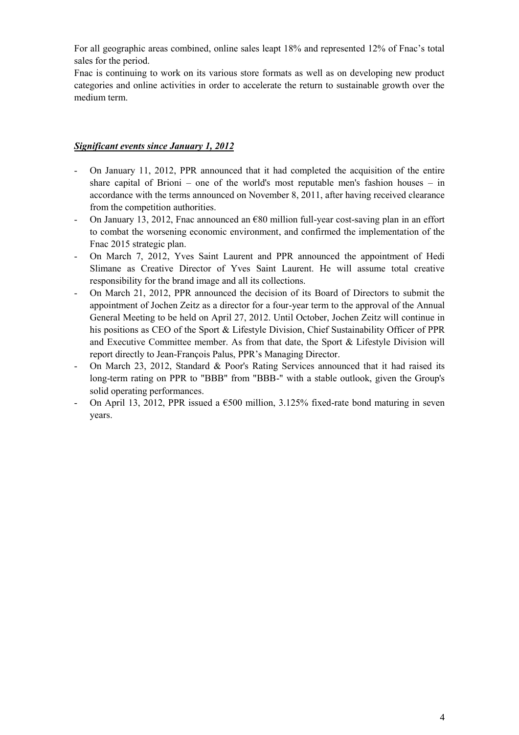For all geographic areas combined, online sales leapt 18% and represented 12% of Fnac's total sales for the period.

Fnac is continuing to work on its various store formats as well as on developing new product categories and online activities in order to accelerate the return to sustainable growth over the medium term.

***Significant events since January 1, 2012***

- On January 11, 2012, PPR announced that it had completed the acquisition of the entire share capital of Brioni – one of the world's most reputable men's fashion houses – in accordance with the terms announced on November 8, 2011, after having received clearance from the competition authorities.
- On January 13, 2012, Fnac announced an €80 million full-year cost-saving plan in an effort to combat the worsening economic environment, and confirmed the implementation of the Fnac 2015 strategic plan.
- On March 7, 2012, Yves Saint Laurent and PPR announced the appointment of Hedi Slimane as Creative Director of Yves Saint Laurent. He will assume total creative responsibility for the brand image and all its collections.
- On March 21, 2012, PPR announced the decision of its Board of Directors to submit the appointment of Jochen Zeitz as a director for a four-year term to the approval of the Annual General Meeting to be held on April 27, 2012. Until October, Jochen Zeitz will continue in his positions as CEO of the Sport & Lifestyle Division, Chief Sustainability Officer of PPR and Executive Committee member. As from that date, the Sport & Lifestyle Division will report directly to Jean-François Palus, PPR's Managing Director.
- On March 23, 2012, Standard & Poor's Rating Services announced that it had raised its long-term rating on PPR to "BBB" from "BBB-" with a stable outlook, given the Group's solid operating performances.
- On April 13, 2012, PPR issued a €500 million, 3.125% fixed-rate bond maturing in seven years.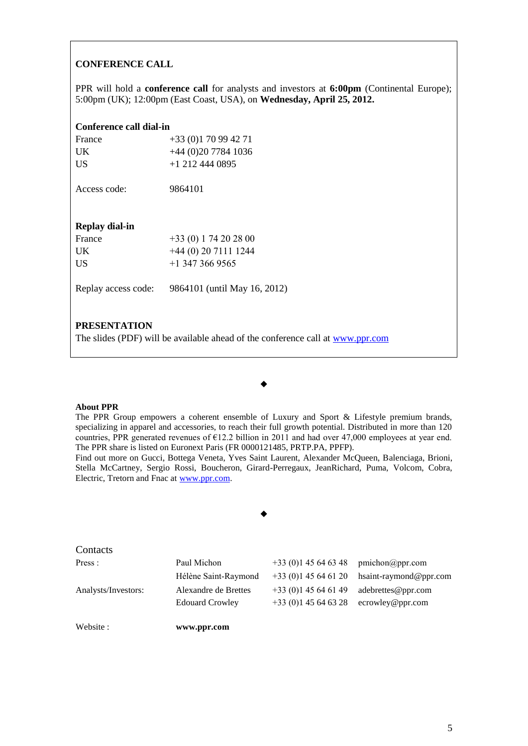## CONFERENCE CALL

PPR will hold a **conference call** for analysts and investors at **6:00pm** (Continental Europe); 5:00pm (UK); 12:00pm (East Coast, USA), on **Wednesday, April 25, 2012.**

**Conference call dial-in**

| | |
|---|---|
| France | +33 (0)1 70 99 42 71 |
| UK | +44 (0)20 7784 1036 |
| US | +1 212 444 0895 |
| | |
| Access code: | 9864101 |

**Replay dial-in**

| | |
|---|---|
| France | +33 (0) 1 74 20 28 00 |
| UK | +44 (0) 20 7111 1244 |
| US | +1 347 366 9565 |
| | |
| Replay access code: | 9864101 (until May 16, 2012) |

## PRESENTATION

The slides (PDF) will be available ahead of the conference call at www.ppr.com

◆

**About PPR**

The PPR Group empowers a coherent ensemble of Luxury and Sport & Lifestyle premium brands, specializing in apparel and accessories, to reach their full growth potential. Distributed in more than 120 countries, PPR generated revenues of €12.2 billion in 2011 and had over 47,000 employees at year end. The PPR share is listed on Euronext Paris (FR 0000121485, PRTP.PA, PPFP).

Find out more on Gucci, Bottega Veneta, Yves Saint Laurent, Alexander McQueen, Balenciaga, Brioni, Stella McCartney, Sergio Rossi, Boucheron, Girard-Perregaux, JeanRichard, Puma, Volcom, Cobra, Electric, Tretorn and Fnac at www.ppr.com.

◆

Contacts

| | | | |
|---|---|---|---|
| Press : | Paul Michon | +33 (0)1 45 64 63 48 | pmichon@ppr.com |
| | Hélène Saint-Raymond | +33 (0)1 45 64 61 20 | hsaint-raymond@ppr.com |
| Analysts/Investors: | Alexandre de Brettes | +33 (0)1 45 64 61 49 | adebrettes@ppr.com |
| | Edouard Crowley | +33 (0)1 45 64 63 28 | ecrowley@ppr.com |

Website : **www.ppr.com**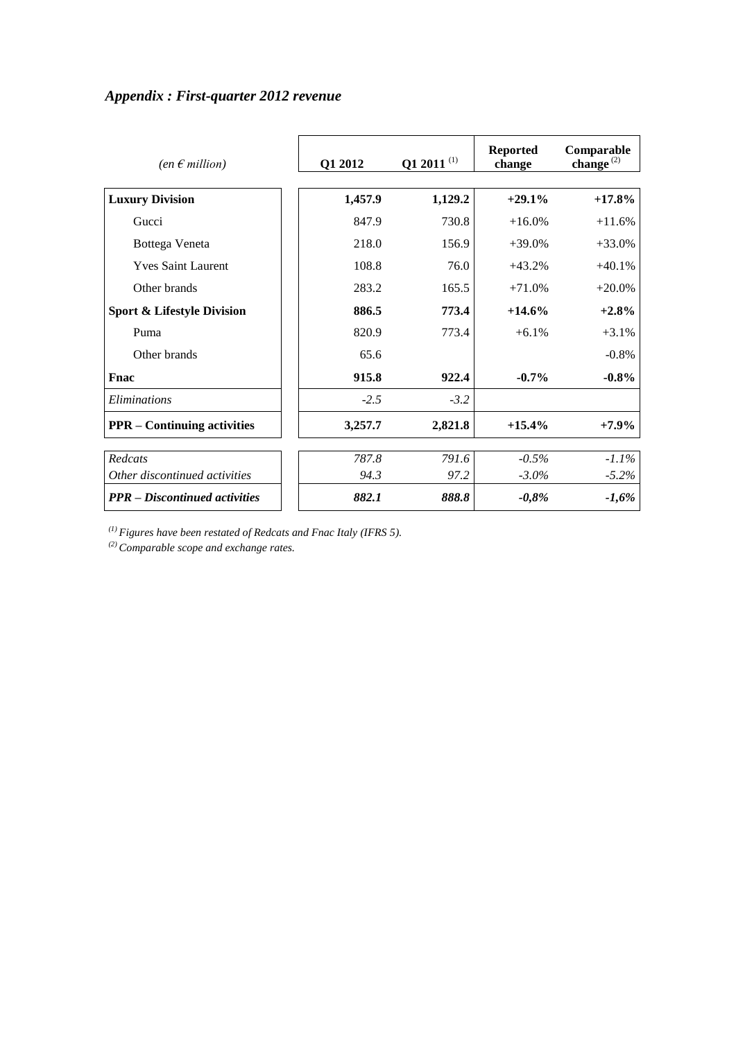## *Appendix : First-quarter 2012 revenue*

| *(en € million)* | Q1 2012 | Q1 2011 [(1)] | Reported change | Comparable change [(2)] |
|---|---|---|---|---|
| **Luxury Division** | **1,457.9** | **1,129.2** | **+29.1%** | **+17.8%** |
| Gucci | 847.9 | 730.8 | +16.0% | +11.6% |
| Bottega Veneta | 218.0 | 156.9 | +39.0% | +33.0% |
| Yves Saint Laurent | 108.8 | 76.0 | +43.2% | +40.1% |
| Other brands | 283.2 | 165.5 | +71.0% | +20.0% |
| **Sport & Lifestyle Division** | **886.5** | **773.4** | **+14.6%** | **+2.8%** |
| Puma | 820.9 | 773.4 | +6.1% | +3.1% |
| Other brands | 65.6 | | | -0.8% |
| **Fnac** | **915.8** | **922.4** | **-0.7%** | **-0.8%** |
| *Eliminations* | *-2.5* | *-3.2* | | |
| **PPR – Continuing activities** | **3,257.7** | **2,821.8** | **+15.4%** | **+7.9%** |
| *Redcats* | *787.8* | *791.6* | *-0.5%* | *-1.1%* |
| *Other discontinued activities* | *94.3* | *97.2* | *-3.0%* | *-5.2%* |
| ***PPR – Discontinued activities*** | ***882.1*** | ***888.8*** | ***-0,8%*** | ***-1,6%*** |

*(1) Figures have been restated of Redcats and Fnac Italy (IFRS 5).*
*(2) Comparable scope and exchange rates.*